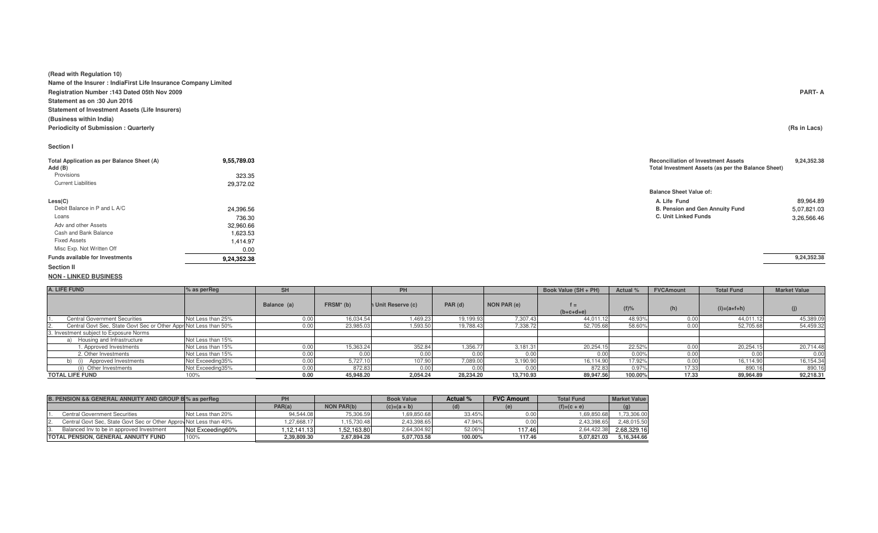(Read with Regulation 10)

Name of the Insurer : IndiaFirst Life Insurance Company Limited

Registration Number :143 Dated 05th Nov 2009

Statement as on :30 Jun 2016

Statement of Investment Assets (Life Insurers)

(Business within India)

Periodicity of Submission : Quarterly

PART- A

(Rs in Lacs)

### Section I

| | |
|---|---|
| Total Application as per Balance Sheet (A) | 9,55,789.03 |
| Add (B) | |
| Provisions | 323.35 |
| Current Liabilities | 29,372.02 |
| Less(C) | |
| Debit Balance in P and L A/C | 24,396.56 |
| Loans | 736.30 |
| Adv and other Assets | 32,960.66 |
| Cash and Bank Balance | 1,623.53 |
| Fixed Assets | 1,414.97 |
| Misc Exp. Not Written Off | 0.00 |
| Funds available for Investments | 9,24,352.38 |

| | |
|---|---|
| Reconciliation of Investment Assets | 9,24,352.38 |
| Total Investment Assets (as per the Balance Sheet) | |
| Balance Sheet Value of: | |
| A. Life Fund | 89,964.89 |
| B. Pension and Gen Annuity Fund | 5,07,821.03 |
| C. Unit Linked Funds | 3,26,566.46 |
| | 9,24,352.38 |

### Section II

NON - LINKED BUSINESS

| A. LIFE FUND | % as perReg | SH | | PH | | | Book Value (SH + PH) | Actual % | FVCAmount | Total Fund | Market Value |
|---|---|---|---|---|---|---|---|---|---|---|---|
| | | Balance (a) | FRSM* (b) | Unit Reserve (c) | PAR (d) | NON PAR (e) | f = (b+c+d+e) | (f)% | (h) | (i)=(a+f+h) | (j) |
| 1. Central Government Securities | Not Less than 25% | 0.00 | 16,034.54 | 1,469.23 | 19,199.93 | 7,307.43 | 44,011.12 | 48.93% | 0.00 | 44,011.12 | 45,389.09 |
| 2. Central Govt Sec, State Govt Sec or Other Appr | Not Less than 50% | 0.00 | 23,985.03 | 1,593.50 | 19,788.43 | 7,338.72 | 52,705.68 | 58.60% | 0.00 | 52,705.68 | 54,459.32 |
| 3. Investment subject to Exposure Norms | | | | | | | | | | | |
| a) Housing and Infrastructure | Not Less than 15% | | | | | | | | | | |
| 1. Approved Investments | Not Less than 15% | 0.00 | 15,363.24 | 352.84 | 1,356.77 | 3,181.31 | 20,254.15 | 22.52% | 0.00 | 20,254.15 | 20,714.48 |
| 2. Other Investments | Not Less than 15% | 0.00 | 0.00 | 0.00 | 0.00 | 0.00 | 0.00 | 0.00% | 0.00 | 0.00 | 0.00 |
| b) (i) Approved Investments | Not Exceeding35% | 0.00 | 5,727.10 | 107.90 | 7,089.00 | 3,190.90 | 16,114.90 | 17.92% | 0.00 | 16,114.90 | 16,154.34 |
| (ii) Other Investments | Not Exceeding35% | 0.00 | 872.83 | 0.00 | 0.00 | 0.00 | 872.83 | 0.97% | 17.33 | 890.16 | 890.16 |
| TOTAL LIFE FUND | 100% | 0.00 | 45,948.20 | 2,054.24 | 28,234.20 | 13,710.93 | 89,947.56 | 100.00% | 17.33 | 89,964.89 | 92,218.31 |

| B. PENSION && GENERAL ANNUITY AND GROUP B | % as perReg | PH | | Book Value | Actual % | FVC Amount | Total Fund | Market Value |
|---|---|---|---|---|---|---|---|---|
| | | PAR(a) | NON PAR(b) | (c)=(a + b) | (d) | (e) | (f)=(c + e) | (g) |
| 1. Central Government Securities | Not Less than 20% | 94,544.08 | 75,306.59 | 1,69,850.68 | 33.45% | 0.00 | 1,69,850.68 | 1,73,306.00 |
| 2. Central Govt Sec, State Govt Sec or Other Approv | Not Less than 40% | 1,27,668.17 | 1,15,730.48 | 2,43,398.65 | 47.94% | 0.00 | 2,43,398.65 | 2,48,015.50 |
| 3. Balanced Inv to be in approved Investment | Not Exceeding60% | 1,12,141.13 | 1,52,163.80 | 2,64,304.92 | 52.06% | 117.46 | 2,64,422.38 | 2,68,329.16 |
| TOTAL PENSION, GENERAL ANNUITY FUND | 100% | 2,39,809.30 | 2,67,894.28 | 5,07,703.58 | 100.00% | 117.46 | 5,07,821.03 | 5,16,344.66 |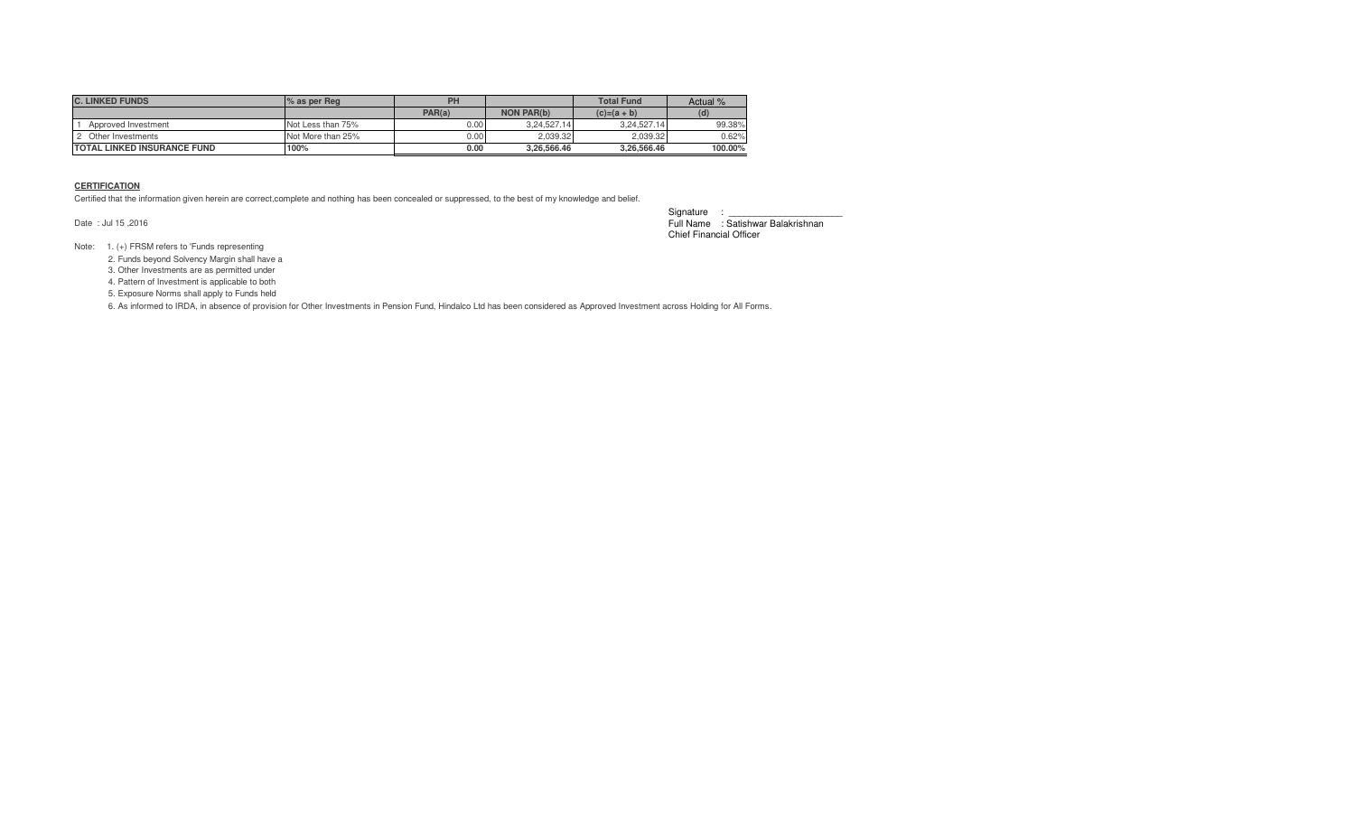| C. LINKED FUNDS | % as per Reg | PH | | Total Fund | Actual % |
|---|---|---|---|---|---|
| | | PAR(a) | NON PAR(b) | (c)=(a + b) | (d) |
| 1 Approved Investment | Not Less than 75% | 0.00 | 3,24,527.14 | 3,24,527.14 | 99.38% |
| 2 Other Investments | Not More than 25% | 0.00 | 2,039.32 | 2,039.32 | 0.62% |
| **TOTAL LINKED INSURANCE FUND** | **100%** | **0.00** | **3,26,566.46** | **3,26,566.46** | **100.00%** |

**CERTIFICATION**

Certified that the information given herein are correct,complete and nothing has been concealed or suppressed, to the best of my knowledge and belief.

Date : Jul 15 ,2016

Signature : _______________________

Full Name : Satishwar Balakrishnan

Chief Financial Officer

Note: 1. (+) FRSM refers to 'Funds representing

2. Funds beyond Solvency Margin shall have a

3. Other Investments are as permitted under

4. Pattern of Investment is applicable to both

5. Exposure Norms shall apply to Funds held

6. As informed to IRDA, in absence of provision for Other Investments in Pension Fund, Hindalco Ltd has been considered as Approved Investment across Holding for All Forms.